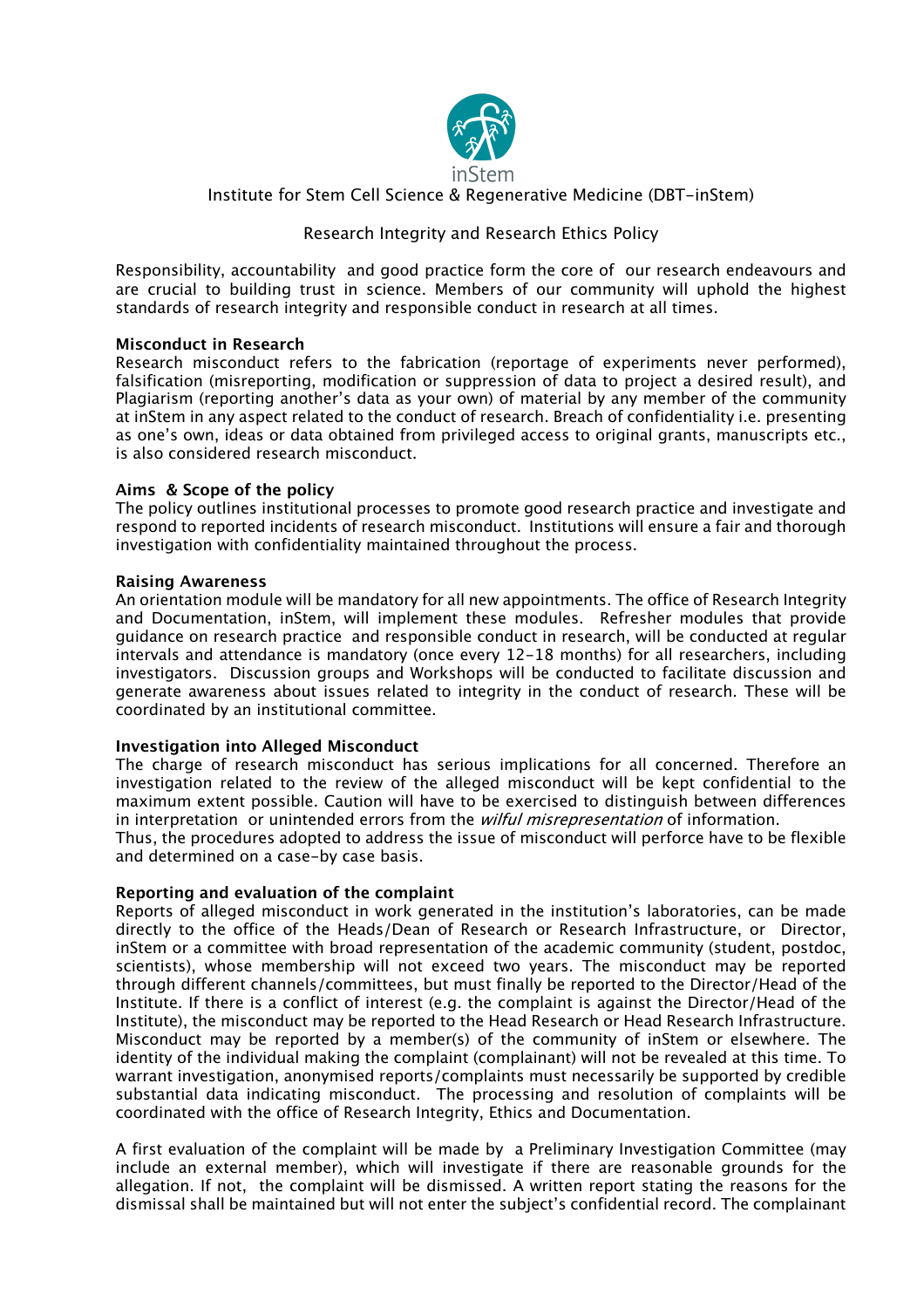inStem

Institute for Stem Cell Science & Regenerative Medicine (DBT-inStem)

Research Integrity and Research Ethics Policy

Responsibility, accountability and good practice form the core of our research endeavours and are crucial to building trust in science. Members of our community will uphold the highest standards of research integrity and responsible conduct in research at all times.

**Misconduct in Research**

Research misconduct refers to the fabrication (reportage of experiments never performed), falsification (misreporting, modification or suppression of data to project a desired result), and Plagiarism (reporting another's data as your own) of material by any member of the community at inStem in any aspect related to the conduct of research. Breach of confidentiality i.e. presenting as one's own, ideas or data obtained from privileged access to original grants, manuscripts etc., is also considered research misconduct.

**Aims & Scope of the policy**

The policy outlines institutional processes to promote good research practice and investigate and respond to reported incidents of research misconduct. Institutions will ensure a fair and thorough investigation with confidentiality maintained throughout the process.

**Raising Awareness**

An orientation module will be mandatory for all new appointments. The office of Research Integrity and Documentation, inStem, will implement these modules. Refresher modules that provide guidance on research practice and responsible conduct in research, will be conducted at regular intervals and attendance is mandatory (once every 12-18 months) for all researchers, including investigators. Discussion groups and Workshops will be conducted to facilitate discussion and generate awareness about issues related to integrity in the conduct of research. These will be coordinated by an institutional committee.

**Investigation into Alleged Misconduct**

The charge of research misconduct has serious implications for all concerned. Therefore an investigation related to the review of the alleged misconduct will be kept confidential to the maximum extent possible. Caution will have to be exercised to distinguish between differences in interpretation or unintended errors from the *wilful misrepresentation* of information.

Thus, the procedures adopted to address the issue of misconduct will perforce have to be flexible and determined on a case-by case basis.

**Reporting and evaluation of the complaint**

Reports of alleged misconduct in work generated in the institution's laboratories, can be made directly to the office of the Heads/Dean of Research or Research Infrastructure, or Director, inStem or a committee with broad representation of the academic community (student, postdoc, scientists), whose membership will not exceed two years. The misconduct may be reported through different channels/committees, but must finally be reported to the Director/Head of the Institute. If there is a conflict of interest (e.g. the complaint is against the Director/Head of the Institute), the misconduct may be reported to the Head Research or Head Research Infrastructure. Misconduct may be reported by a member(s) of the community of inStem or elsewhere. The identity of the individual making the complaint (complainant) will not be revealed at this time. To warrant investigation, anonymised reports/complaints must necessarily be supported by credible substantial data indicating misconduct. The processing and resolution of complaints will be coordinated with the office of Research Integrity, Ethics and Documentation.

A first evaluation of the complaint will be made by a Preliminary Investigation Committee (may include an external member), which will investigate if there are reasonable grounds for the allegation. If not, the complaint will be dismissed. A written report stating the reasons for the dismissal shall be maintained but will not enter the subject's confidential record. The complainant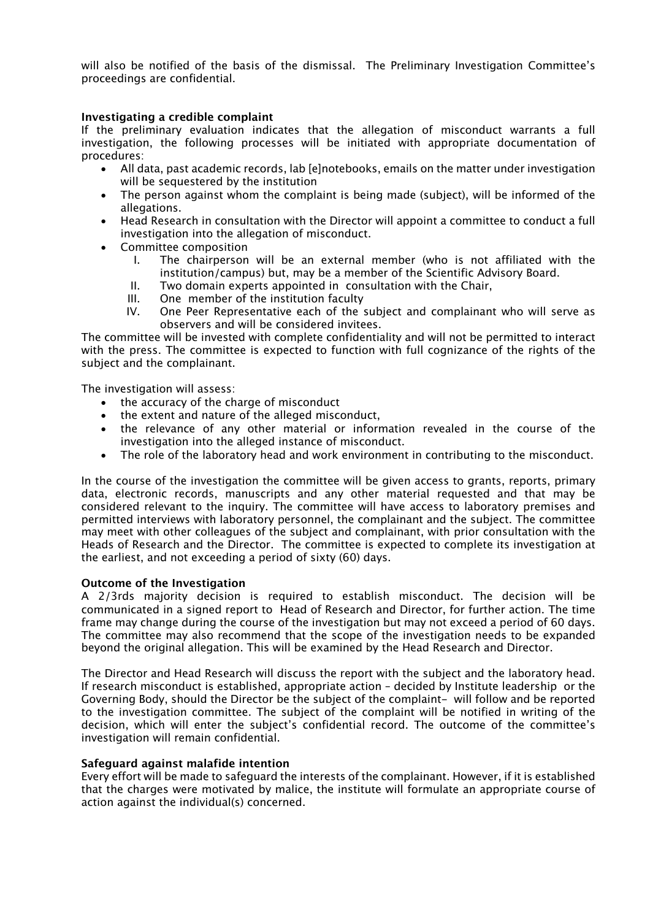will also be notified of the basis of the dismissal. The Preliminary Investigation Committee's proceedings are confidential.

**Investigating a credible complaint**

If the preliminary evaluation indicates that the allegation of misconduct warrants a full investigation, the following processes will be initiated with appropriate documentation of procedures:

- All data, past academic records, lab [e]notebooks, emails on the matter under investigation will be sequestered by the institution
- The person against whom the complaint is being made (subject), will be informed of the allegations.
- Head Research in consultation with the Director will appoint a committee to conduct a full investigation into the allegation of misconduct.
- Committee composition
  - I. The chairperson will be an external member (who is not affiliated with the institution/campus) but, may be a member of the Scientific Advisory Board.
  - II. Two domain experts appointed in consultation with the Chair,
  - III. One member of the institution faculty
  - IV. One Peer Representative each of the subject and complainant who will serve as observers and will be considered invitees.

The committee will be invested with complete confidentiality and will not be permitted to interact with the press. The committee is expected to function with full cognizance of the rights of the subject and the complainant.

The investigation will assess:

- the accuracy of the charge of misconduct
- the extent and nature of the alleged misconduct,
- the relevance of any other material or information revealed in the course of the investigation into the alleged instance of misconduct.
- The role of the laboratory head and work environment in contributing to the misconduct.

In the course of the investigation the committee will be given access to grants, reports, primary data, electronic records, manuscripts and any other material requested and that may be considered relevant to the inquiry. The committee will have access to laboratory premises and permitted interviews with laboratory personnel, the complainant and the subject. The committee may meet with other colleagues of the subject and complainant, with prior consultation with the Heads of Research and the Director. The committee is expected to complete its investigation at the earliest, and not exceeding a period of sixty (60) days.

**Outcome of the Investigation**

A 2/3rds majority decision is required to establish misconduct. The decision will be communicated in a signed report to Head of Research and Director, for further action. The time frame may change during the course of the investigation but may not exceed a period of 60 days. The committee may also recommend that the scope of the investigation needs to be expanded beyond the original allegation. This will be examined by the Head Research and Director.

The Director and Head Research will discuss the report with the subject and the laboratory head. If research misconduct is established, appropriate action – decided by Institute leadership or the Governing Body, should the Director be the subject of the complaint- will follow and be reported to the investigation committee. The subject of the complaint will be notified in writing of the decision, which will enter the subject's confidential record. The outcome of the committee's investigation will remain confidential.

**Safeguard against malafide intention**

Every effort will be made to safeguard the interests of the complainant. However, if it is established that the charges were motivated by malice, the institute will formulate an appropriate course of action against the individual(s) concerned.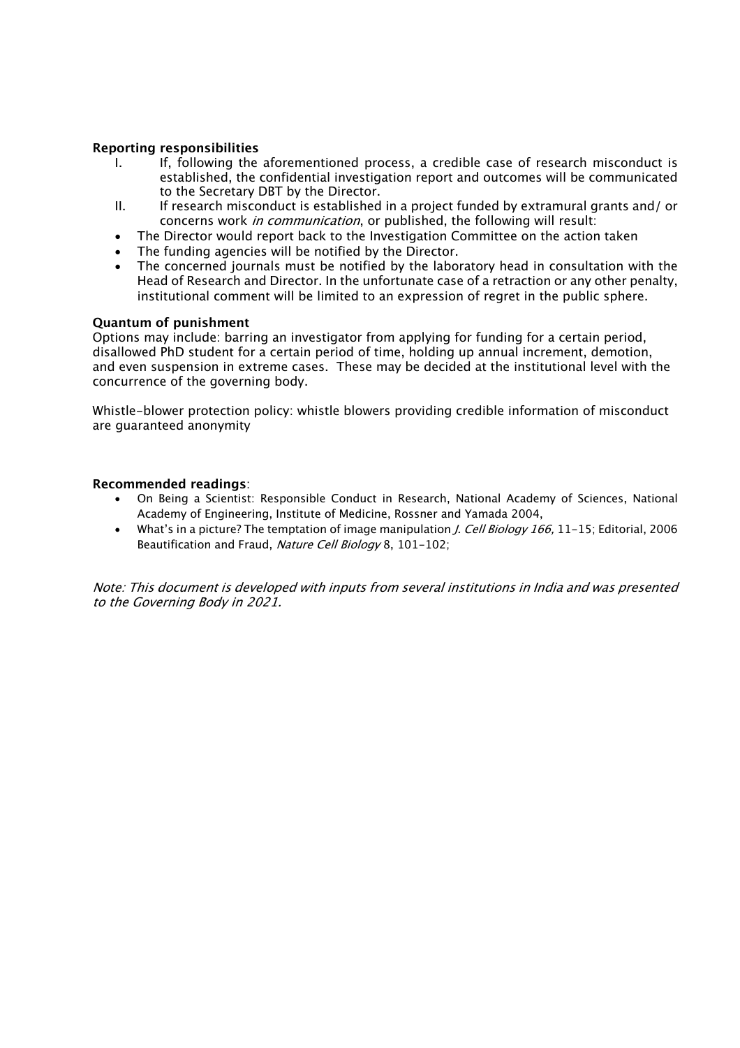**Reporting responsibilities**

I. If, following the aforementioned process, a credible case of research misconduct is established, the confidential investigation report and outcomes will be communicated to the Secretary DBT by the Director.

II. If research misconduct is established in a project funded by extramural grants and/ or concerns work *in communication*, or published, the following will result:

- The Director would report back to the Investigation Committee on the action taken
- The funding agencies will be notified by the Director.
- The concerned journals must be notified by the laboratory head in consultation with the Head of Research and Director. In the unfortunate case of a retraction or any other penalty, institutional comment will be limited to an expression of regret in the public sphere.

**Quantum of punishment**

Options may include: barring an investigator from applying for funding for a certain period, disallowed PhD student for a certain period of time, holding up annual increment, demotion, and even suspension in extreme cases. These may be decided at the institutional level with the concurrence of the governing body.

Whistle-blower protection policy: whistle blowers providing credible information of misconduct are guaranteed anonymity

**Recommended readings**:

- On Being a Scientist: Responsible Conduct in Research, National Academy of Sciences, National Academy of Engineering, Institute of Medicine, Rossner and Yamada 2004,
- What's in a picture? The temptation of image manipulation *J. Cell Biology 166,* 11-15; Editorial, 2006 Beautification and Fraud, *Nature Cell Biology* 8, 101-102;

*Note: This document is developed with inputs from several institutions in India and was presented to the Governing Body in 2021.*